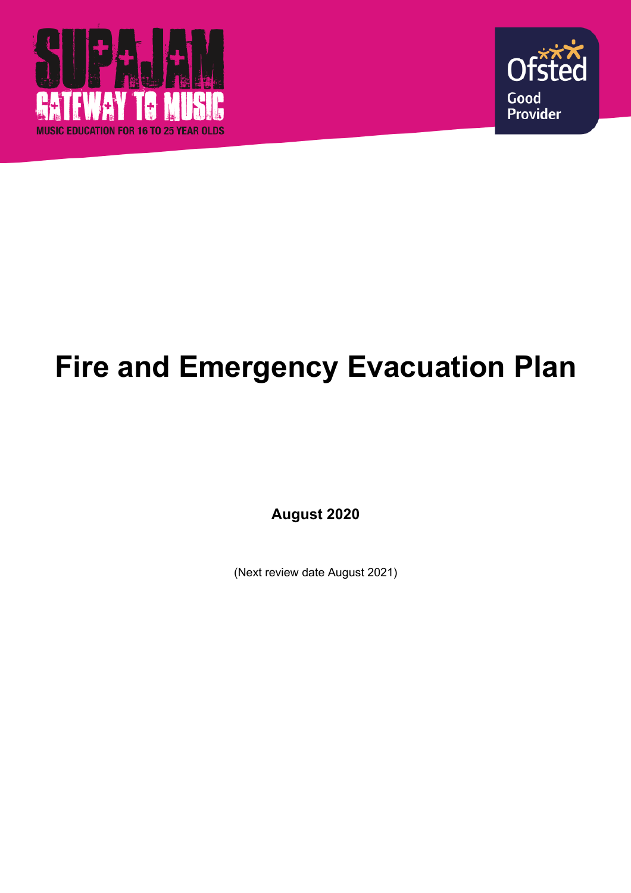SUPAJAM
GATEWAY TO MUSIC
MUSIC EDUCATION FOR 16 TO 25 YEAR OLDS

Ofsted
Good
Provider

# Fire and Emergency Evacuation Plan

**August 2020**

(Next review date August 2021)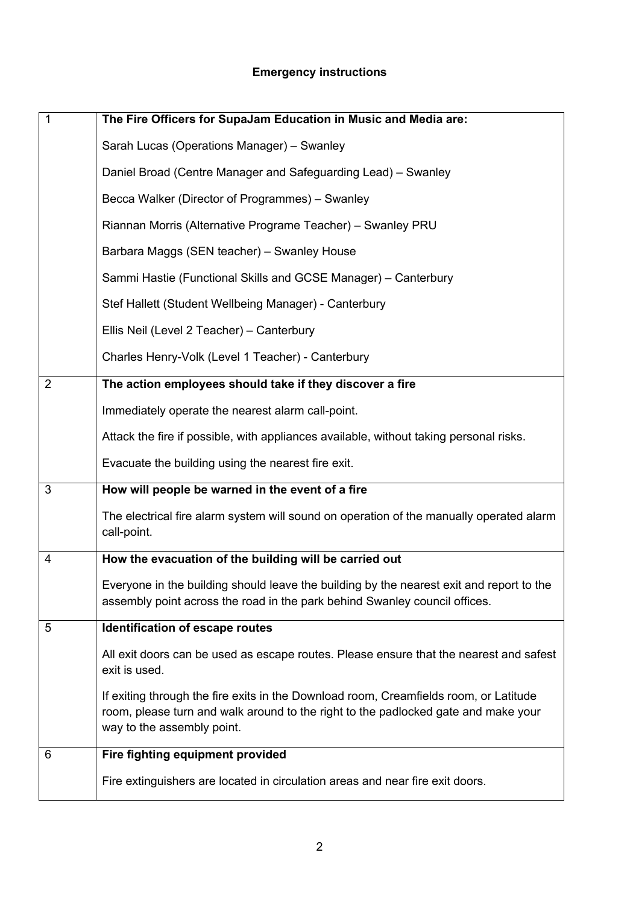**Emergency instructions**

| | |
|---|---|
| 1 | **The Fire Officers for SupaJam Education in Music and Media are:**<br><br>Sarah Lucas (Operations Manager) – Swanley<br><br>Daniel Broad (Centre Manager and Safeguarding Lead) – Swanley<br><br>Becca Walker (Director of Programmes) – Swanley<br><br>Riannan Morris (Alternative Programe Teacher) – Swanley PRU<br><br>Barbara Maggs (SEN teacher) – Swanley House<br><br>Sammi Hastie (Functional Skills and GCSE Manager) – Canterbury<br><br>Stef Hallett (Student Wellbeing Manager) - Canterbury<br><br>Ellis Neil (Level 2 Teacher) – Canterbury<br><br>Charles Henry-Volk (Level 1 Teacher) - Canterbury |
| 2 | **The action employees should take if they discover a fire**<br><br>Immediately operate the nearest alarm call-point.<br><br>Attack the fire if possible, with appliances available, without taking personal risks.<br><br>Evacuate the building using the nearest fire exit. |
| 3 | **How will people be warned in the event of a fire**<br><br>The electrical fire alarm system will sound on operation of the manually operated alarm call-point. |
| 4 | **How the evacuation of the building will be carried out**<br><br>Everyone in the building should leave the building by the nearest exit and report to the assembly point across the road in the park behind Swanley council offices. |
| 5 | **Identification of escape routes**<br><br>All exit doors can be used as escape routes. Please ensure that the nearest and safest exit is used.<br><br>If exiting through the fire exits in the Download room, Creamfields room, or Latitude room, please turn and walk around to the right to the padlocked gate and make your way to the assembly point. |
| 6 | **Fire fighting equipment provided**<br><br>Fire extinguishers are located in circulation areas and near fire exit doors. |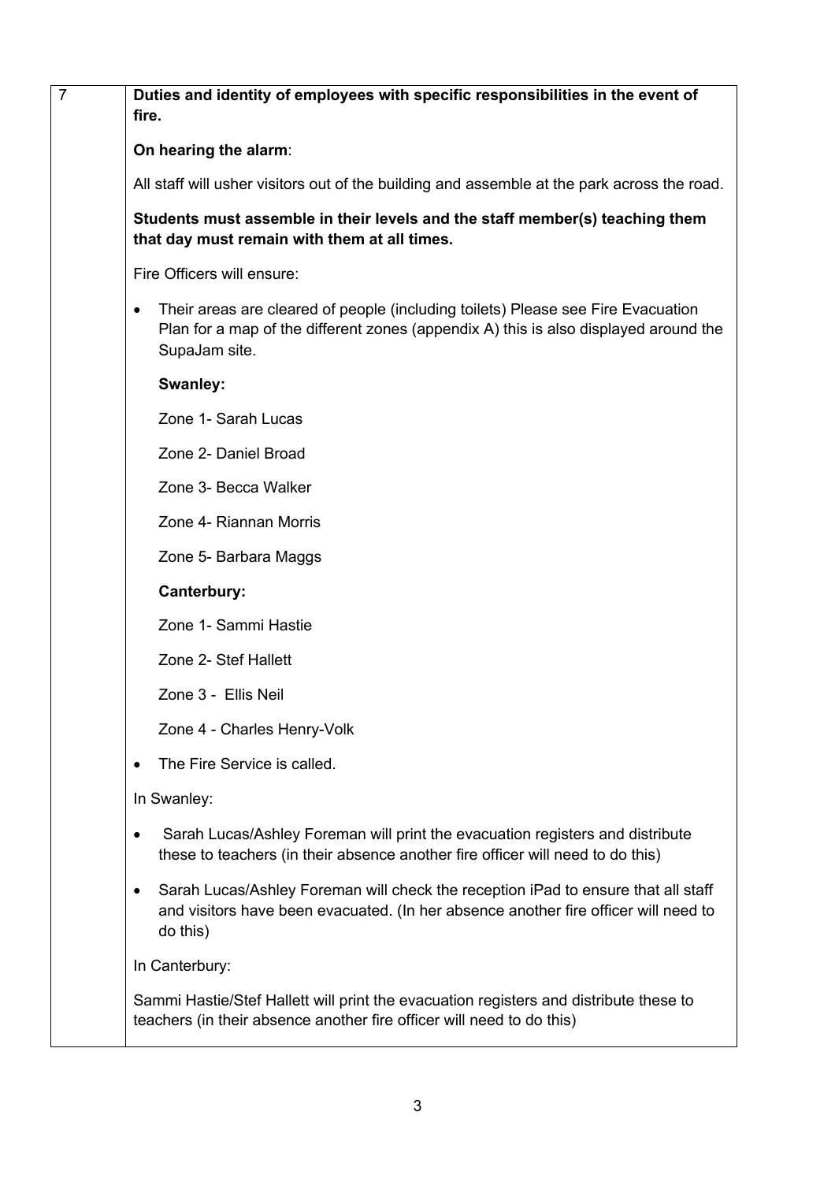| 7 | **Duties and identity of employees with specific responsibilities in the event of fire.** |
|---|---|

**On hearing the alarm**:

All staff will usher visitors out of the building and assemble at the park across the road.

**Students must assemble in their levels and the staff member(s) teaching them that day must remain with them at all times.**

Fire Officers will ensure:

- Their areas are cleared of people (including toilets) Please see Fire Evacuation Plan for a map of the different zones (appendix A) this is also displayed around the SupaJam site.

  **Swanley:**

  Zone 1- Sarah Lucas

  Zone 2- Daniel Broad

  Zone 3- Becca Walker

  Zone 4- Riannan Morris

  Zone 5- Barbara Maggs

  **Canterbury:**

  Zone 1- Sammi Hastie

  Zone 2- Stef Hallett

  Zone 3 - Ellis Neil

  Zone 4 - Charles Henry-Volk

- The Fire Service is called.

In Swanley:

- Sarah Lucas/Ashley Foreman will print the evacuation registers and distribute these to teachers (in their absence another fire officer will need to do this)
- Sarah Lucas/Ashley Foreman will check the reception iPad to ensure that all staff and visitors have been evacuated. (In her absence another fire officer will need to do this)

In Canterbury:

Sammi Hastie/Stef Hallett will print the evacuation registers and distribute these to teachers (in their absence another fire officer will need to do this)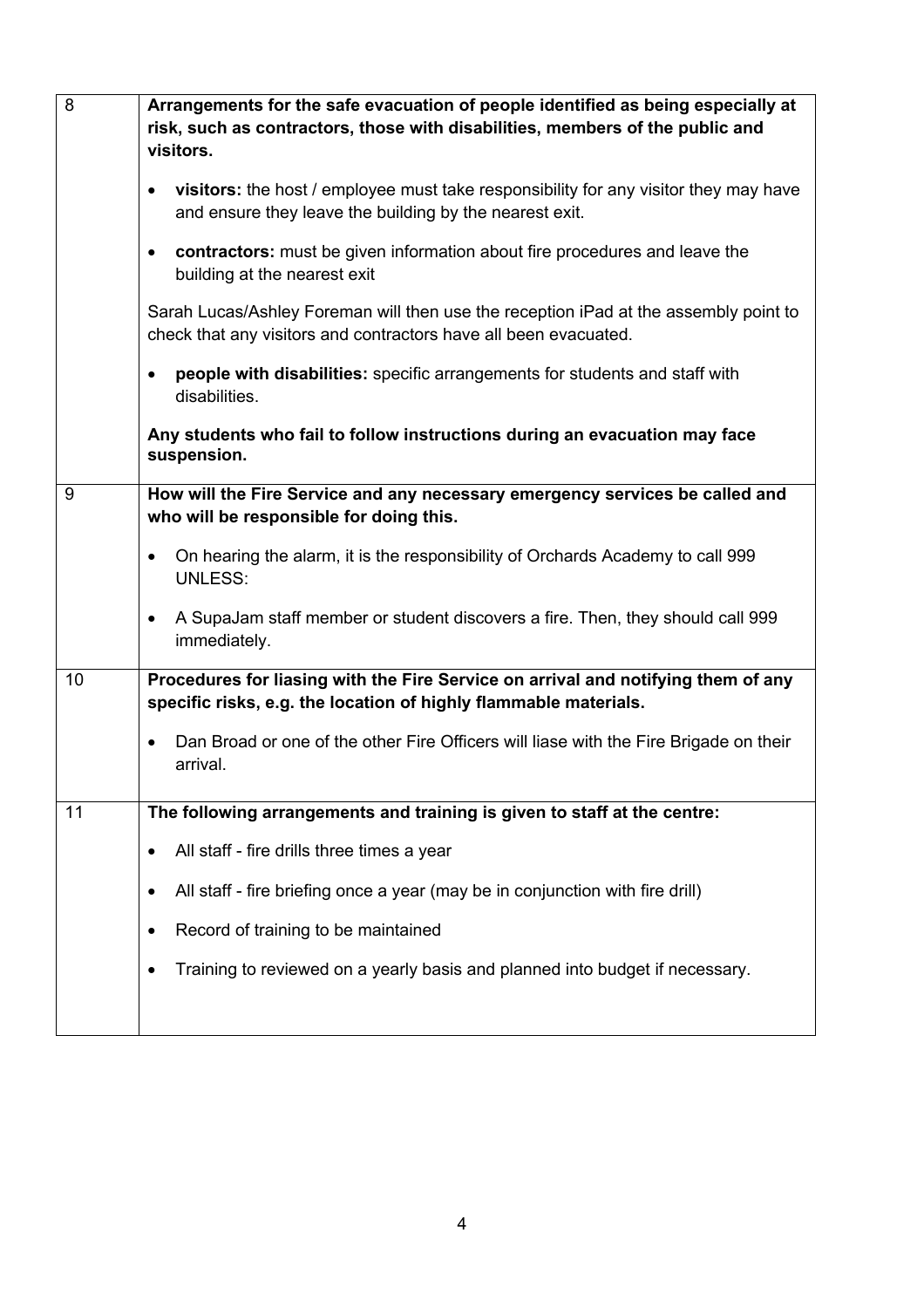| | |
|---|---|
| 8 | **Arrangements for the safe evacuation of people identified as being especially at risk, such as contractors, those with disabilities, members of the public and visitors.**<br><br>• **visitors:** the host / employee must take responsibility for any visitor they may have and ensure they leave the building by the nearest exit.<br><br>• **contractors:** must be given information about fire procedures and leave the building at the nearest exit<br><br>Sarah Lucas/Ashley Foreman will then use the reception iPad at the assembly point to check that any visitors and contractors have all been evacuated.<br><br>• **people with disabilities:** specific arrangements for students and staff with disabilities.<br><br>**Any students who fail to follow instructions during an evacuation may face suspension.** |
| 9 | **How will the Fire Service and any necessary emergency services be called and who will be responsible for doing this.**<br><br>• On hearing the alarm, it is the responsibility of Orchards Academy to call 999 UNLESS:<br><br>• A SupaJam staff member or student discovers a fire. Then, they should call 999 immediately. |
| 10 | **Procedures for liasing with the Fire Service on arrival and notifying them of any specific risks, e.g. the location of highly flammable materials.**<br><br>• Dan Broad or one of the other Fire Officers will liase with the Fire Brigade on their arrival. |
| 11 | **The following arrangements and training is given to staff at the centre:**<br><br>• All staff - fire drills three times a year<br><br>• All staff - fire briefing once a year (may be in conjunction with fire drill)<br><br>• Record of training to be maintained<br><br>• Training to reviewed on a yearly basis and planned into budget if necessary. |